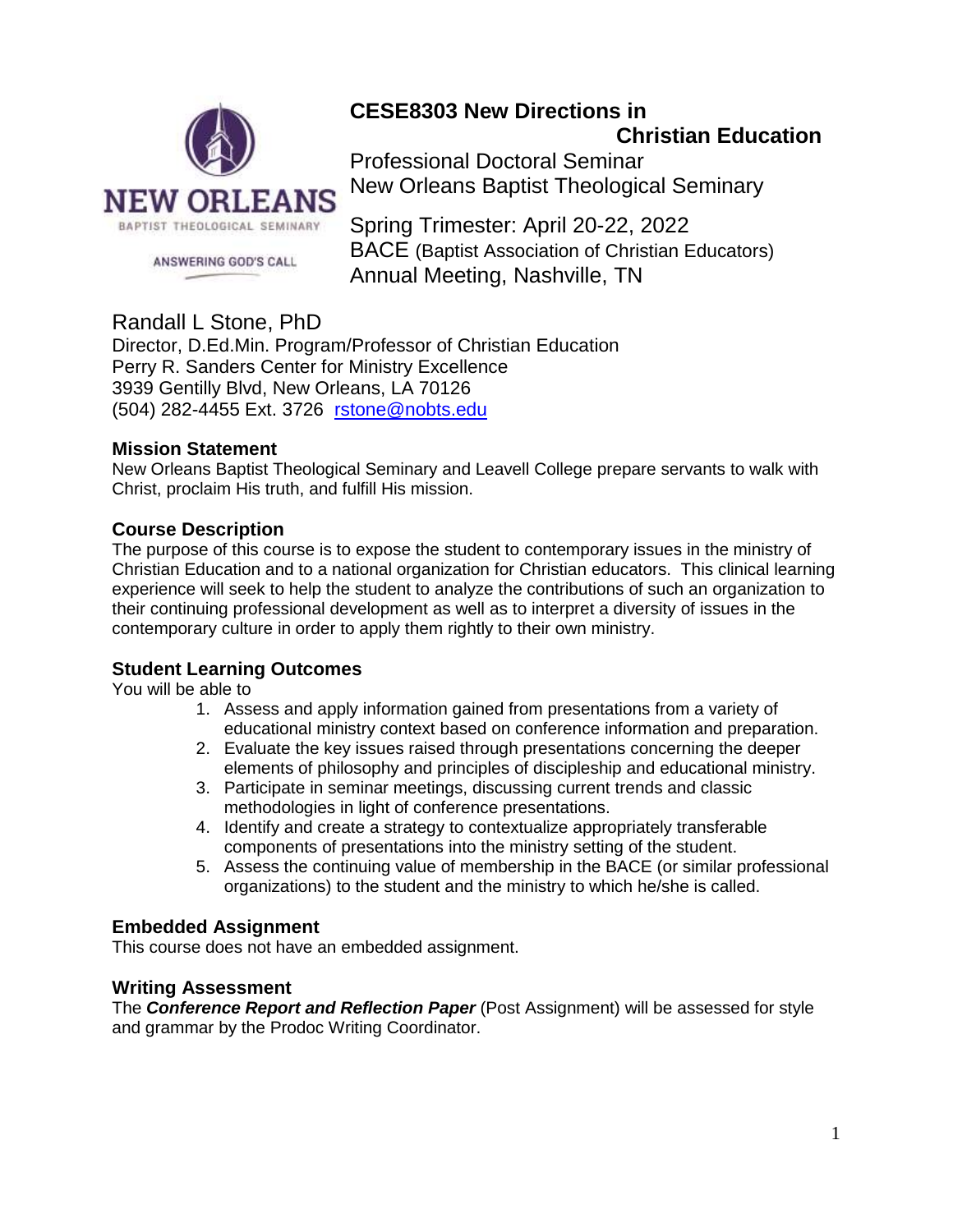# CESE8303 New Directions in Christian Education

Professional Doctoral Seminar
New Orleans Baptist Theological Seminary

Spring Trimester: April 20-22, 2022
BACE (Baptist Association of Christian Educators)
Annual Meeting, Nashville, TN

Randall L Stone, PhD
Director, D.Ed.Min. Program/Professor of Christian Education
Perry R. Sanders Center for Ministry Excellence
3939 Gentilly Blvd, New Orleans, LA 70126
(504) 282-4455 Ext. 3726 rstone@nobts.edu

### Mission Statement

New Orleans Baptist Theological Seminary and Leavell College prepare servants to walk with Christ, proclaim His truth, and fulfill His mission.

### Course Description

The purpose of this course is to expose the student to contemporary issues in the ministry of Christian Education and to a national organization for Christian educators. This clinical learning experience will seek to help the student to analyze the contributions of such an organization to their continuing professional development as well as to interpret a diversity of issues in the contemporary culture in order to apply them rightly to their own ministry.

### Student Learning Outcomes

You will be able to

1. Assess and apply information gained from presentations from a variety of educational ministry context based on conference information and preparation.
2. Evaluate the key issues raised through presentations concerning the deeper elements of philosophy and principles of discipleship and educational ministry.
3. Participate in seminar meetings, discussing current trends and classic methodologies in light of conference presentations.
4. Identify and create a strategy to contextualize appropriately transferable components of presentations into the ministry setting of the student.
5. Assess the continuing value of membership in the BACE (or similar professional organizations) to the student and the ministry to which he/she is called.

### Embedded Assignment

This course does not have an embedded assignment.

### Writing Assessment

The ***Conference Report and Reflection Paper*** (Post Assignment) will be assessed for style and grammar by the Prodoc Writing Coordinator.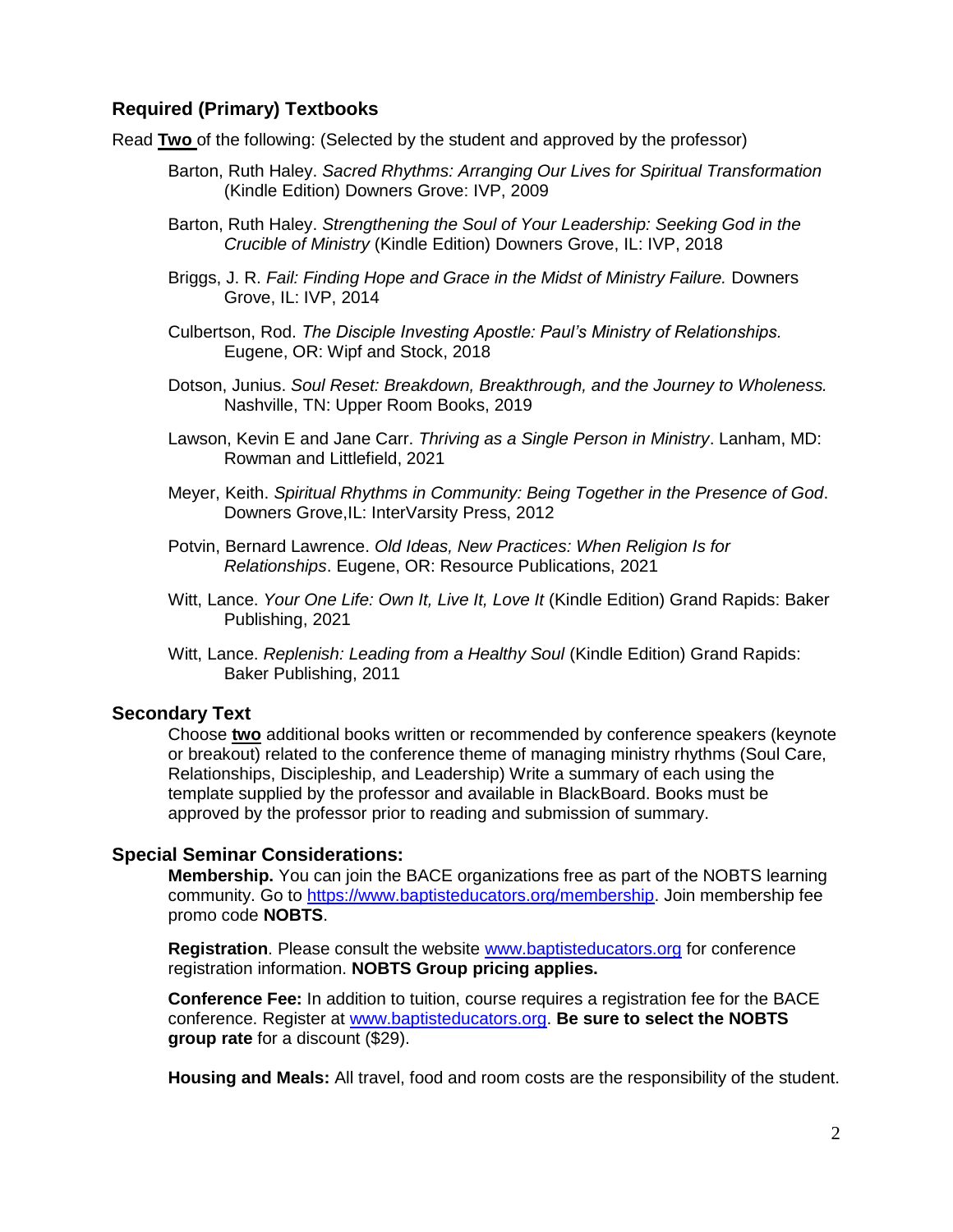## Required (Primary) Textbooks

Read **Two** of the following: (Selected by the student and approved by the professor)

- Barton, Ruth Haley. *Sacred Rhythms: Arranging Our Lives for Spiritual Transformation* (Kindle Edition) Downers Grove: IVP, 2009
- Barton, Ruth Haley. *Strengthening the Soul of Your Leadership: Seeking God in the Crucible of Ministry* (Kindle Edition) Downers Grove, IL: IVP, 2018
- Briggs, J. R. *Fail: Finding Hope and Grace in the Midst of Ministry Failure.* Downers Grove, IL: IVP, 2014
- Culbertson, Rod. *The Disciple Investing Apostle: Paul's Ministry of Relationships.* Eugene, OR: Wipf and Stock, 2018
- Dotson, Junius. *Soul Reset: Breakdown, Breakthrough, and the Journey to Wholeness.* Nashville, TN: Upper Room Books, 2019
- Lawson, Kevin E and Jane Carr. *Thriving as a Single Person in Ministry*. Lanham, MD: Rowman and Littlefield, 2021
- Meyer, Keith. *Spiritual Rhythms in Community: Being Together in the Presence of God*. Downers Grove,IL: InterVarsity Press, 2012
- Potvin, Bernard Lawrence. *Old Ideas, New Practices: When Religion Is for Relationships*. Eugene, OR: Resource Publications, 2021
- Witt, Lance. *Your One Life: Own It, Live It, Love It* (Kindle Edition) Grand Rapids: Baker Publishing, 2021
- Witt, Lance. *Replenish: Leading from a Healthy Soul* (Kindle Edition) Grand Rapids: Baker Publishing, 2011

## Secondary Text

Choose **two** additional books written or recommended by conference speakers (keynote or breakout) related to the conference theme of managing ministry rhythms (Soul Care, Relationships, Discipleship, and Leadership) Write a summary of each using the template supplied by the professor and available in BlackBoard. Books must be approved by the professor prior to reading and submission of summary.

## Special Seminar Considerations:

**Membership.** You can join the BACE organizations free as part of the NOBTS learning community. Go to https://www.baptisteducators.org/membership. Join membership fee promo code **NOBTS**.

**Registration**. Please consult the website www.baptisteducators.org for conference registration information. **NOBTS Group pricing applies.**

**Conference Fee:** In addition to tuition, course requires a registration fee for the BACE conference. Register at www.baptisteducators.org. **Be sure to select the NOBTS group rate** for a discount ($29).

**Housing and Meals:** All travel, food and room costs are the responsibility of the student.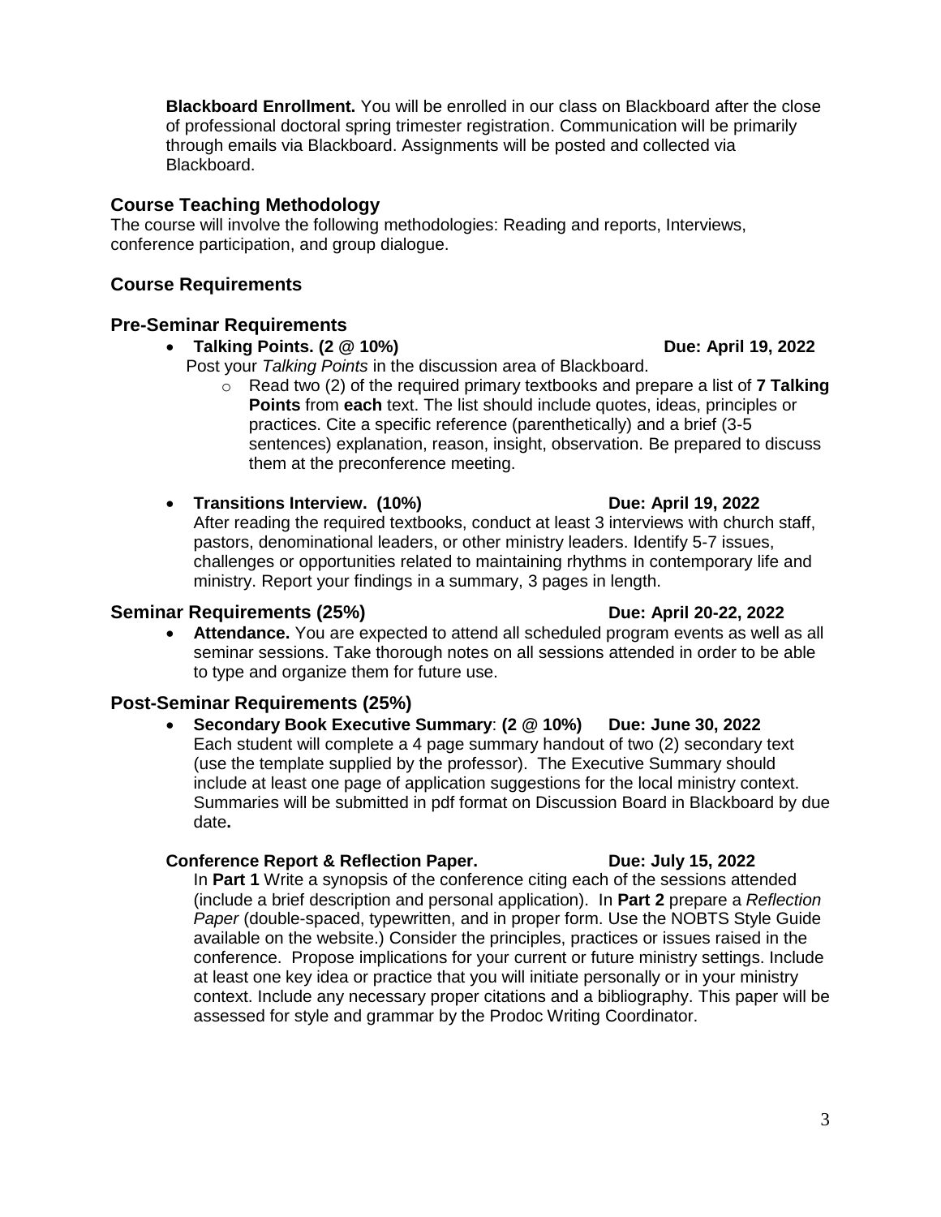**Blackboard Enrollment.** You will be enrolled in our class on Blackboard after the close of professional doctoral spring trimester registration. Communication will be primarily through emails via Blackboard. Assignments will be posted and collected via Blackboard.

## Course Teaching Methodology

The course will involve the following methodologies: Reading and reports, Interviews, conference participation, and group dialogue.

## Course Requirements

### Pre-Seminar Requirements

- **Talking Points. (2 @ 10%) Due: April 19, 2022**

  Post your *Talking Points* in the discussion area of Blackboard.
  - Read two (2) of the required primary textbooks and prepare a list of **7 Talking Points** from **each** text. The list should include quotes, ideas, principles or practices. Cite a specific reference (parenthetically) and a brief (3-5 sentences) explanation, reason, insight, observation. Be prepared to discuss them at the preconference meeting.

- **Transitions Interview. (10%) Due: April 19, 2022**

  After reading the required textbooks, conduct at least 3 interviews with church staff, pastors, denominational leaders, or other ministry leaders. Identify 5-7 issues, challenges or opportunities related to maintaining rhythms in contemporary life and ministry. Report your findings in a summary, 3 pages in length.

### Seminar Requirements (25%) Due: April 20-22, 2022

- **Attendance.** You are expected to attend all scheduled program events as well as all seminar sessions. Take thorough notes on all sessions attended in order to be able to type and organize them for future use.

### Post-Seminar Requirements (25%)

- **Secondary Book Executive Summary**: **(2 @ 10%) Due: June 30, 2022**

  Each student will complete a 4 page summary handout of two (2) secondary text (use the template supplied by the professor). The Executive Summary should include at least one page of application suggestions for the local ministry context. Summaries will be submitted in pdf format on Discussion Board in Blackboard by due date**.**

**Conference Report & Reflection Paper. Due: July 15, 2022**

In **Part 1** Write a synopsis of the conference citing each of the sessions attended (include a brief description and personal application). In **Part 2** prepare a *Reflection Paper* (double-spaced, typewritten, and in proper form. Use the NOBTS Style Guide available on the website.) Consider the principles, practices or issues raised in the conference. Propose implications for your current or future ministry settings. Include at least one key idea or practice that you will initiate personally or in your ministry context. Include any necessary proper citations and a bibliography. This paper will be assessed for style and grammar by the Prodoc Writing Coordinator.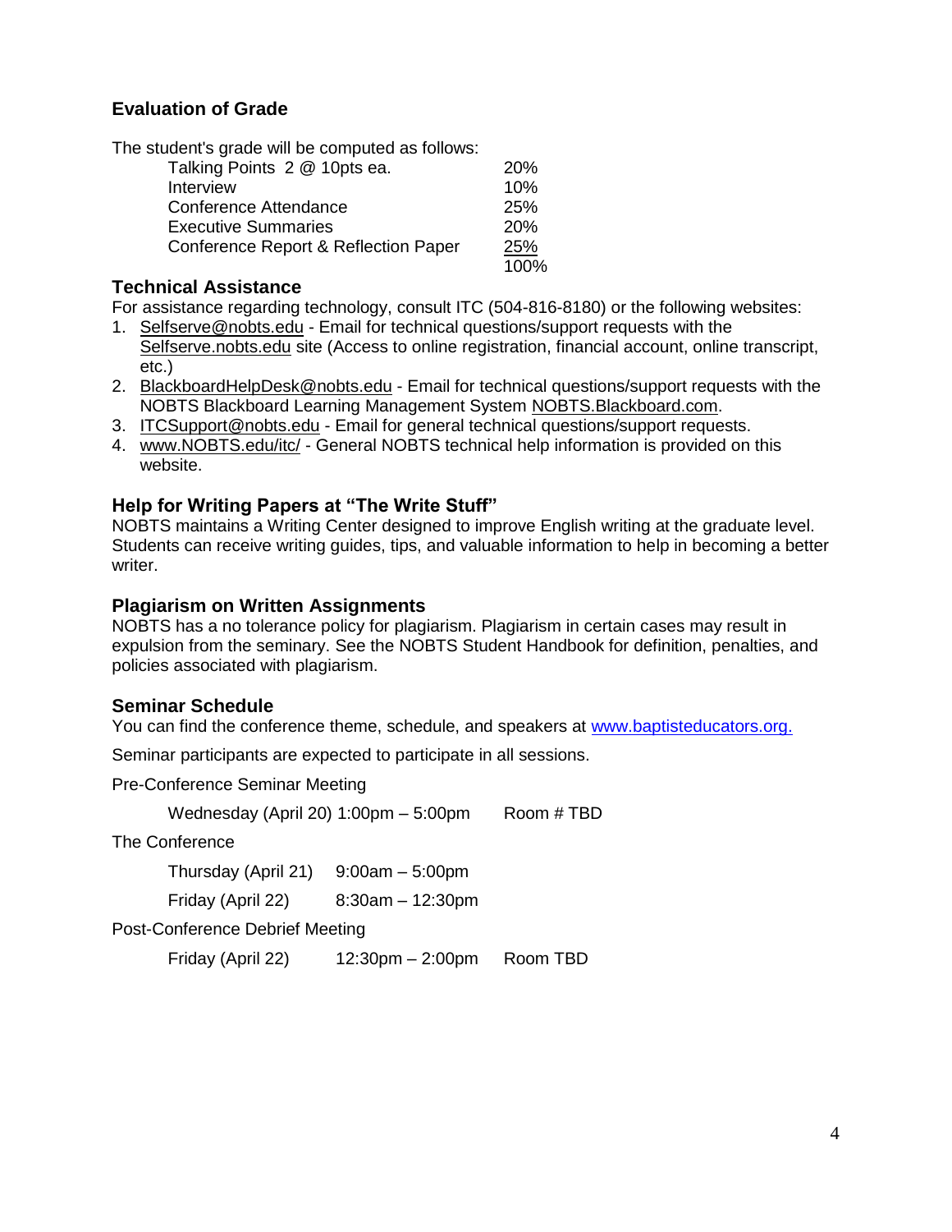### Evaluation of Grade

The student's grade will be computed as follows:

| | |
|---|---|
| Talking Points 2 @ 10pts ea. | 20% |
| Interview | 10% |
| Conference Attendance | 25% |
| Executive Summaries | 20% |
| Conference Report & Reflection Paper | 25% |
| | 100% |

### Technical Assistance

For assistance regarding technology, consult ITC (504-816-8180) or the following websites:

1. Selfserve@nobts.edu - Email for technical questions/support requests with the Selfserve.nobts.edu site (Access to online registration, financial account, online transcript, etc.)
2. BlackboardHelpDesk@nobts.edu - Email for technical questions/support requests with the NOBTS Blackboard Learning Management System NOBTS.Blackboard.com.
3. ITCSupport@nobts.edu - Email for general technical questions/support requests.
4. www.NOBTS.edu/itc/ - General NOBTS technical help information is provided on this website.

### Help for Writing Papers at "The Write Stuff"

NOBTS maintains a Writing Center designed to improve English writing at the graduate level. Students can receive writing guides, tips, and valuable information to help in becoming a better writer.

### Plagiarism on Written Assignments

NOBTS has a no tolerance policy for plagiarism. Plagiarism in certain cases may result in expulsion from the seminary. See the NOBTS Student Handbook for definition, penalties, and policies associated with plagiarism.

### Seminar Schedule

You can find the conference theme, schedule, and speakers at [www.baptisteducators.org.](http://www.baptisteducators.org)

Seminar participants are expected to participate in all sessions.

Pre-Conference Seminar Meeting

Wednesday (April 20) 1:00pm – 5:00pm    Room # TBD

The Conference

Thursday (April 21)    9:00am – 5:00pm

Friday (April 22)    8:30am – 12:30pm

Post-Conference Debrief Meeting

Friday (April 22)    12:30pm – 2:00pm    Room TBD